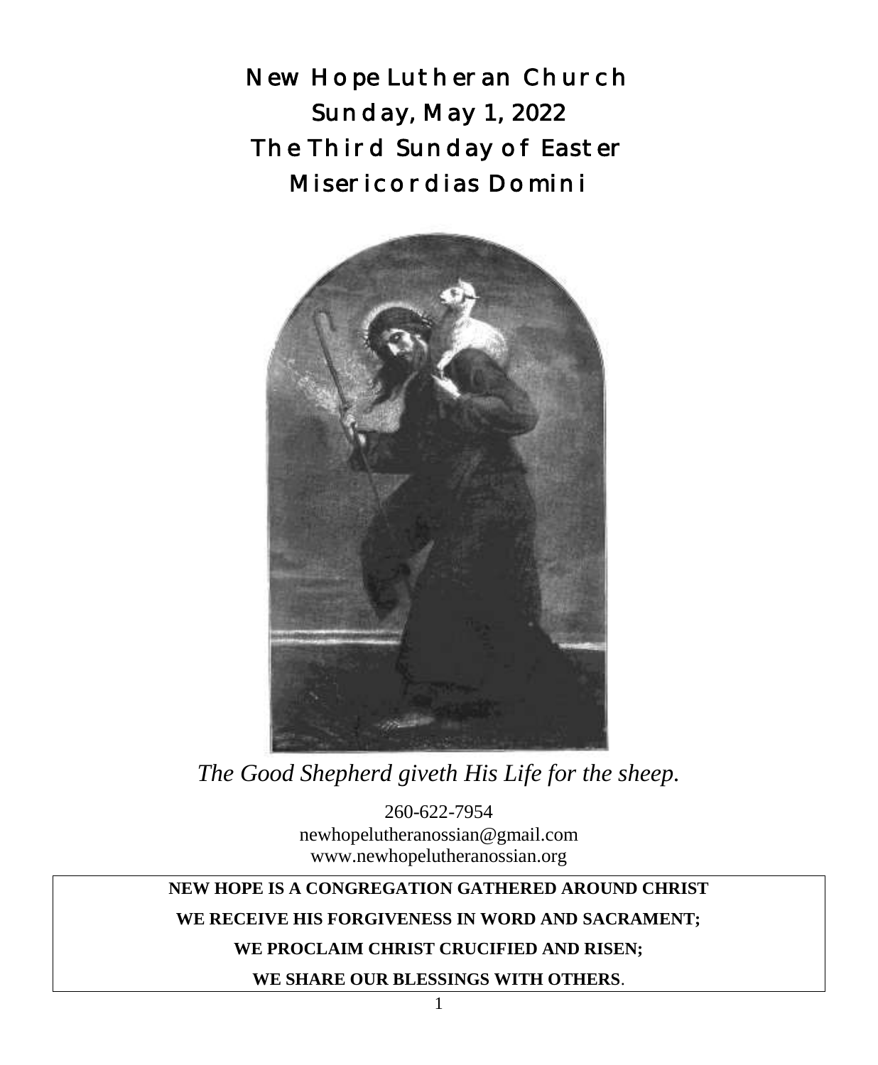# New Hope Lutheran Church

## Sunday, May 1, 2022

## The Third Sunday of Easter

## Misericordias Domini

*The Good Shepherd giveth His Life for the sheep.*

260-622-7954
newhopelutheranossian@gmail.com
www.newhopelutheranossian.org

**NEW HOPE IS A CONGREGATION GATHERED AROUND CHRIST**

**WE RECEIVE HIS FORGIVENESS IN WORD AND SACRAMENT;**

**WE PROCLAIM CHRIST CRUCIFIED AND RISEN;**

**WE SHARE OUR BLESSINGS WITH OTHERS**.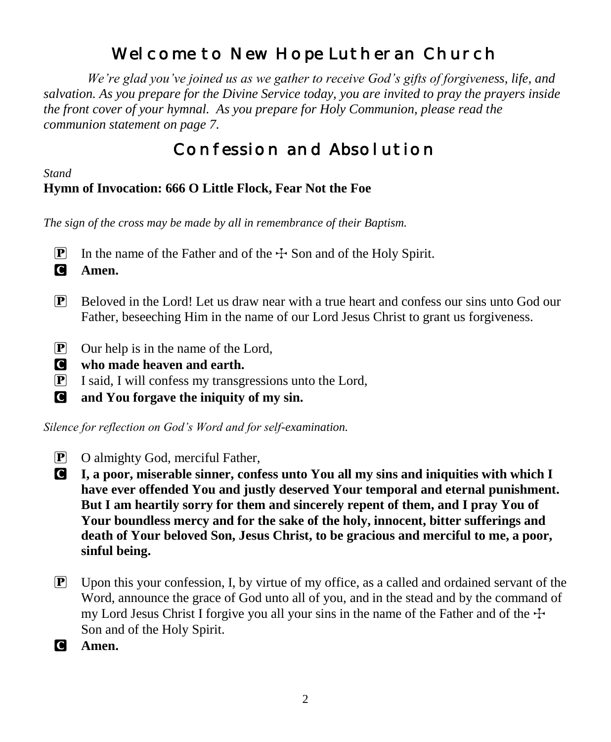# Welcome to New Hope Lutheran Church

*We're glad you've joined us as we gather to receive God's gifts of forgiveness, life, and salvation. As you prepare for the Divine Service today, you are invited to pray the prayers inside the front cover of your hymnal. As you prepare for Holy Communion, please read the communion statement on page 7.*

# Confession and Absolution

*Stand*

**Hymn of Invocation: 666 O Little Flock, Fear Not the Foe**

*The sign of the cross may be made by all in remembrance of their Baptism.*

P In the name of the Father and of the ☩ Son and of the Holy Spirit.

C **Amen.**

P Beloved in the Lord! Let us draw near with a true heart and confess our sins unto God our Father, beseeching Him in the name of our Lord Jesus Christ to grant us forgiveness.

P Our help is in the name of the Lord,

C **who made heaven and earth.**

P I said, I will confess my transgressions unto the Lord,

C **and You forgave the iniquity of my sin.**

*Silence for reflection on God's Word and for self-examination.*

P O almighty God, merciful Father,

C **I, a poor, miserable sinner, confess unto You all my sins and iniquities with which I have ever offended You and justly deserved Your temporal and eternal punishment. But I am heartily sorry for them and sincerely repent of them, and I pray You of Your boundless mercy and for the sake of the holy, innocent, bitter sufferings and death of Your beloved Son, Jesus Christ, to be gracious and merciful to me, a poor, sinful being.**

P Upon this your confession, I, by virtue of my office, as a called and ordained servant of the Word, announce the grace of God unto all of you, and in the stead and by the command of my Lord Jesus Christ I forgive you all your sins in the name of the Father and of the ☩ Son and of the Holy Spirit.

C **Amen.**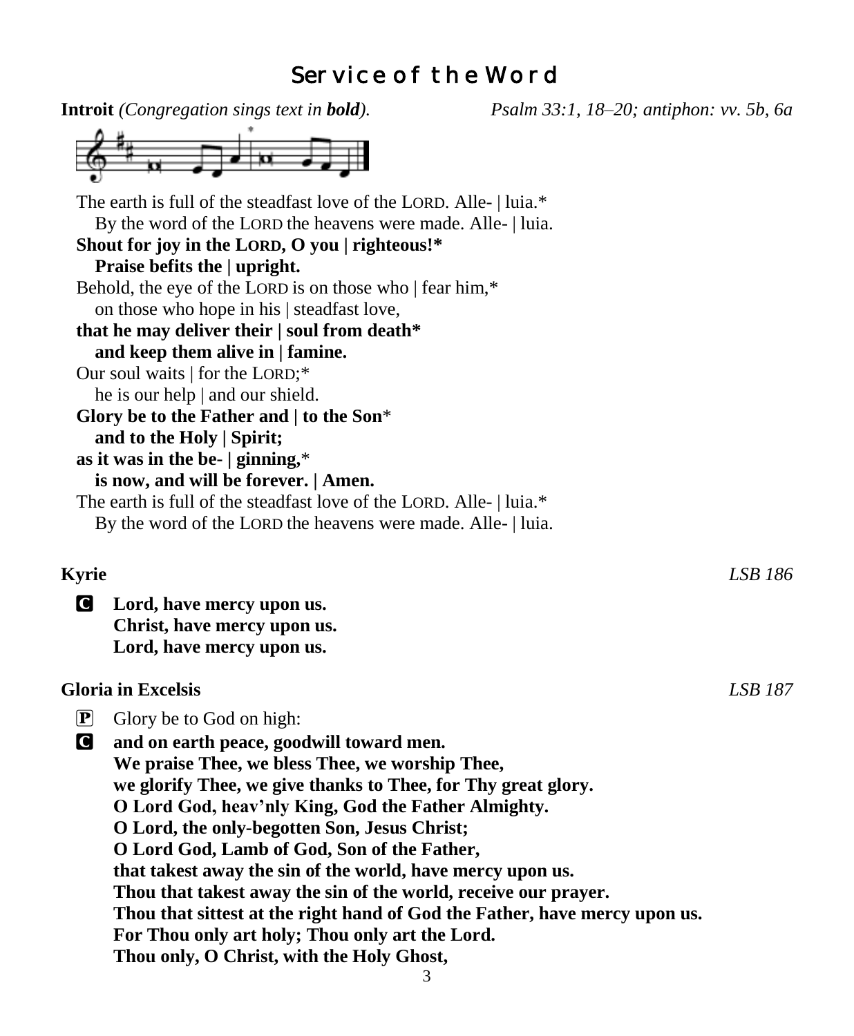# Service of the Word

**Introit** *(Congregation sings text in **bold**).* *Psalm 33:1, 18–20; antiphon: vv. 5b, 6a*

The earth is full of the steadfast love of the LORD. Alle- | luia.*
By the word of the LORD the heavens were made. Alle- | luia.
**Shout for joy in the LORD, O you | righteous!***
**Praise befits the | upright.**
Behold, the eye of the LORD is on those who | fear him,*
on those who hope in his | steadfast love,
**that he may deliver their | soul from death***
**and keep them alive in | famine.**
Our soul waits | for the LORD;*
he is our help | and our shield.
**Glory be to the Father and | to the Son***
**and to the Holy | Spirit;**
**as it was in the be- | ginning,***
**is now, and will be forever. | Amen.**
The earth is full of the steadfast love of the LORD. Alle- | luia.*
By the word of the LORD the heavens were made. Alle- | luia.

**Kyrie** *LSB 186*

C **Lord, have mercy upon us.**
**Christ, have mercy upon us.**
**Lord, have mercy upon us.**

**Gloria in Excelsis** *LSB 187*

P Glory be to God on high:

C **and on earth peace, goodwill toward men.**
**We praise Thee, we bless Thee, we worship Thee,**
**we glorify Thee, we give thanks to Thee, for Thy great glory.**
**O Lord God, heav'nly King, God the Father Almighty.**
**O Lord, the only-begotten Son, Jesus Christ;**
**O Lord God, Lamb of God, Son of the Father,**
**that takest away the sin of the world, have mercy upon us.**
**Thou that takest away the sin of the world, receive our prayer.**
**Thou that sittest at the right hand of God the Father, have mercy upon us.**
**For Thou only art holy; Thou only art the Lord.**
**Thou only, O Christ, with the Holy Ghost,**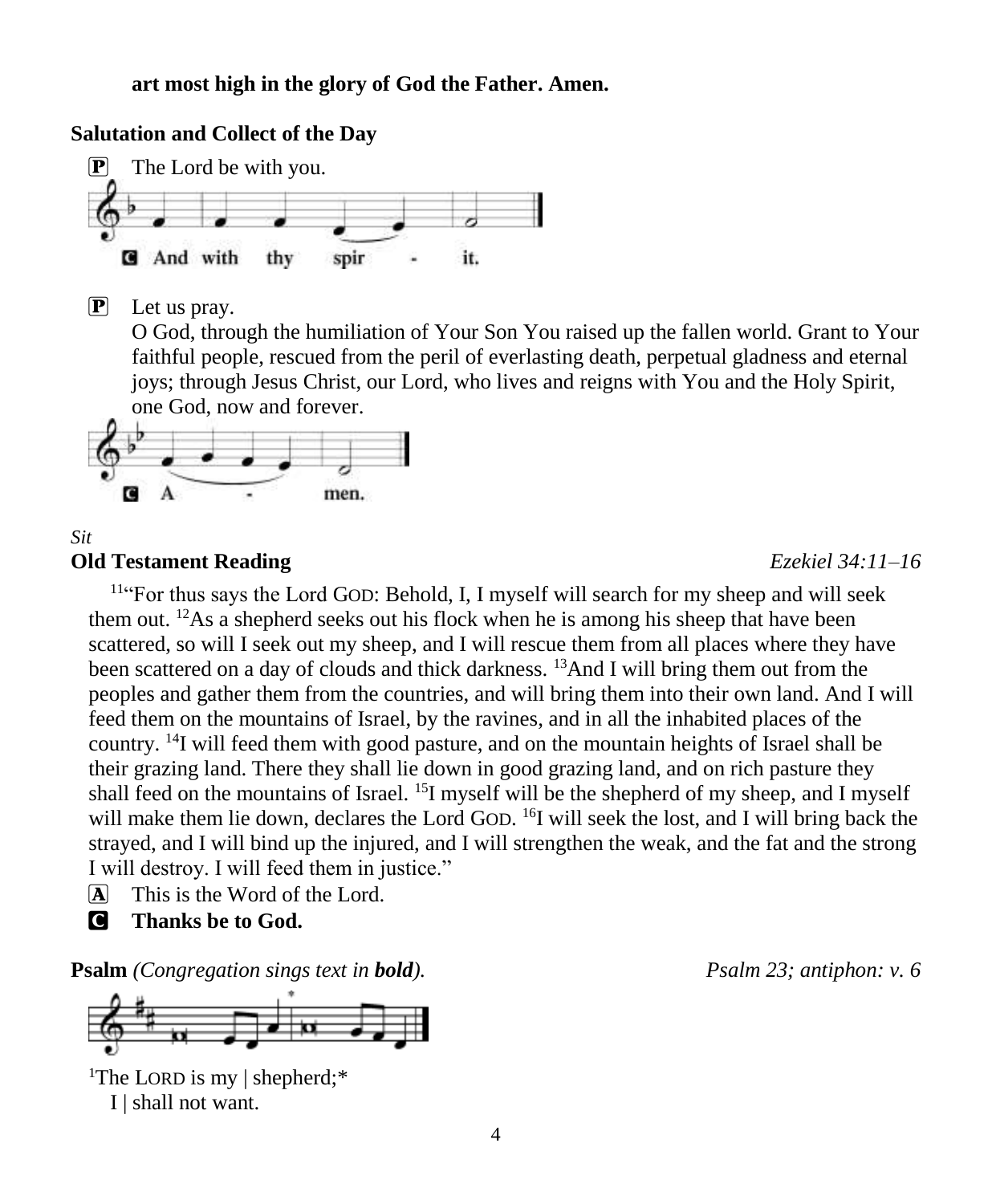**art most high in the glory of God the Father. Amen.**

**Salutation and Collect of the Day**

P The Lord be with you.

C And with thy spir - it.

P Let us pray.

O God, through the humiliation of Your Son You raised up the fallen world. Grant to Your faithful people, rescued from the peril of everlasting death, perpetual gladness and eternal joys; through Jesus Christ, our Lord, who lives and reigns with You and the Holy Spirit, one God, now and forever.

C A - men.

*Sit*

**Old Testament Reading** *Ezekiel 34:11–16*

[11]"For thus says the Lord GOD: Behold, I, I myself will search for my sheep and will seek them out. [12]As a shepherd seeks out his flock when he is among his sheep that have been scattered, so will I seek out my sheep, and I will rescue them from all places where they have been scattered on a day of clouds and thick darkness. [13]And I will bring them out from the peoples and gather them from the countries, and will bring them into their own land. And I will feed them on the mountains of Israel, by the ravines, and in all the inhabited places of the country. [14]I will feed them with good pasture, and on the mountain heights of Israel shall be their grazing land. There they shall lie down in good grazing land, and on rich pasture they shall feed on the mountains of Israel. [15]I myself will be the shepherd of my sheep, and I myself will make them lie down, declares the Lord GOD. [16]I will seek the lost, and I will bring back the strayed, and I will bind up the injured, and I will strengthen the weak, and the fat and the strong I will destroy. I will feed them in justice."

A This is the Word of the Lord.

C **Thanks be to God.**

**Psalm** *(Congregation sings text in **bold**).* *Psalm 23; antiphon: v. 6*

[1]The LORD is my | shepherd;*
I | shall not want.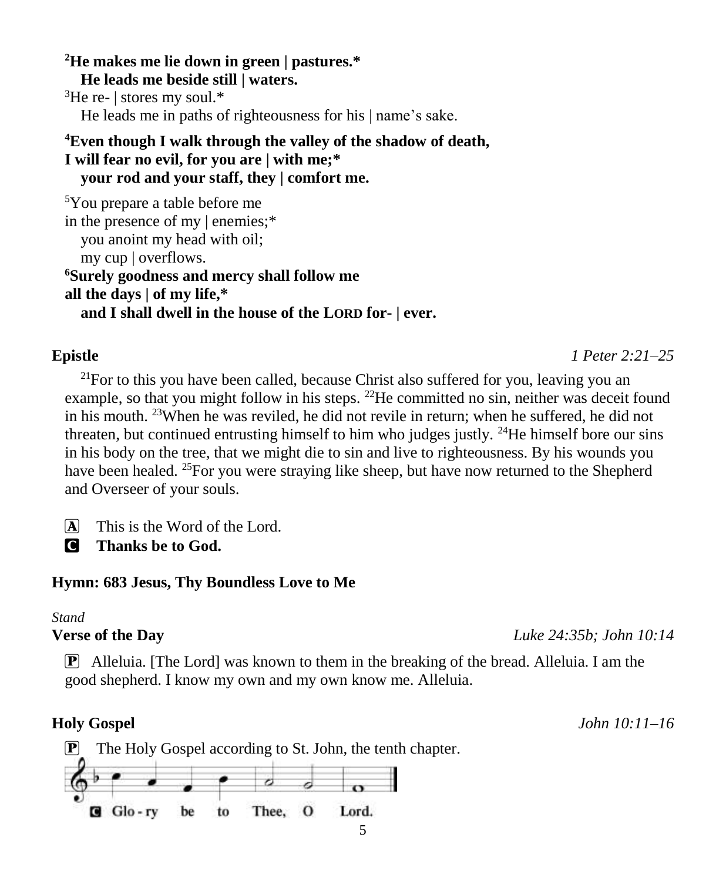**[2]He makes me lie down in green | pastures.***
**He leads me beside still | waters.**
[3]He re- | stores my soul.*
He leads me in paths of righteousness for his | name's sake.

**[4]Even though I walk through the valley of the shadow of death,**
**I will fear no evil, for you are | with me;***
**your rod and your staff, they | comfort me.**

[5]You prepare a table before me
in the presence of my | enemies;*
you anoint my head with oil;
my cup | overflows.
**[6]Surely goodness and mercy shall follow me**
**all the days | of my life,***
**and I shall dwell in the house of the LORD for- | ever.**

**Epistle** *1 Peter 2:21–25*

[21]For to this you have been called, because Christ also suffered for you, leaving you an example, so that you might follow in his steps. [22]He committed no sin, neither was deceit found in his mouth. [23]When he was reviled, he did not revile in return; when he suffered, he did not threaten, but continued entrusting himself to him who judges justly. [24]He himself bore our sins in his body on the tree, that we might die to sin and live to righteousness. By his wounds you have been healed. [25]For you were straying like sheep, but have now returned to the Shepherd and Overseer of your souls.

A This is the Word of the Lord.
C **Thanks be to God.**

**Hymn: 683 Jesus, Thy Boundless Love to Me**

*Stand*
**Verse of the Day** *Luke 24:35b; John 10:14*

P Alleluia. [The Lord] was known to them in the breaking of the bread. Alleluia. I am the good shepherd. I know my own and my own know me. Alleluia.

**Holy Gospel** *John 10:11–16*

P The Holy Gospel according to St. John, the tenth chapter.

C Glo - ry be to Thee, O Lord.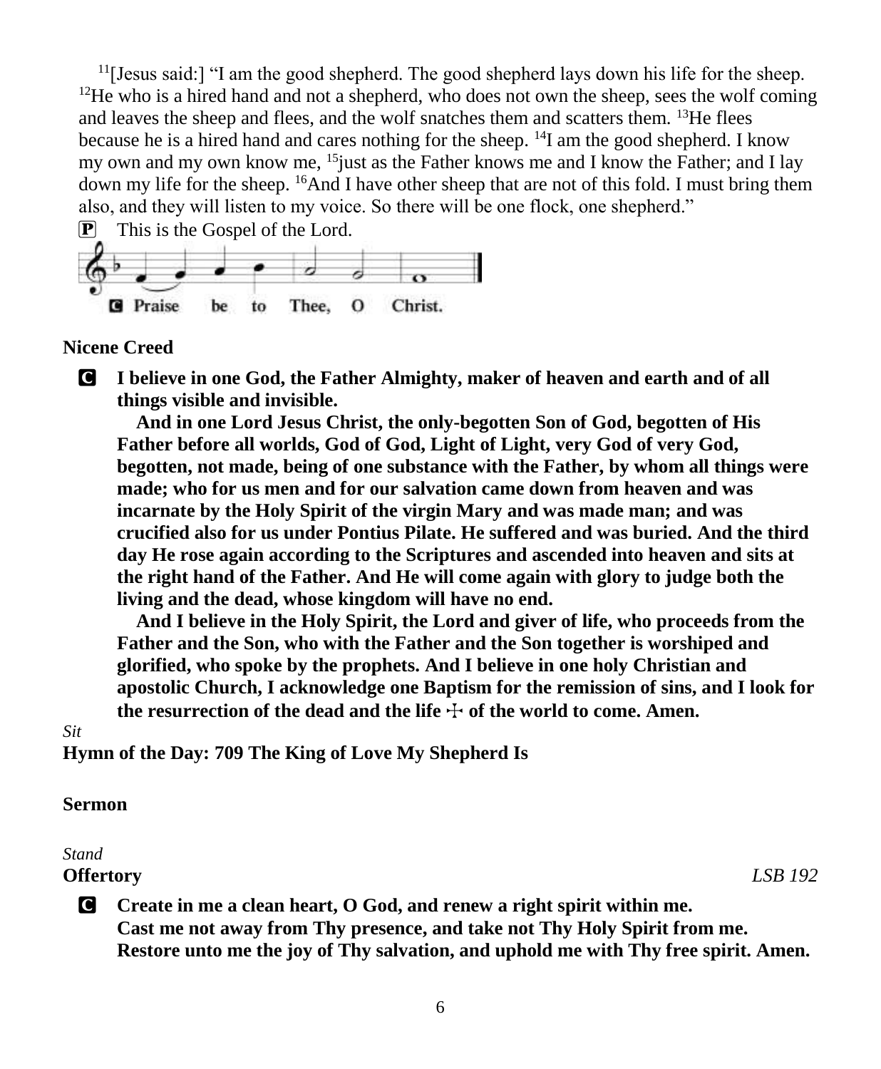[11][Jesus said:] "I am the good shepherd. The good shepherd lays down his life for the sheep. [12]He who is a hired hand and not a shepherd, who does not own the sheep, sees the wolf coming and leaves the sheep and flees, and the wolf snatches them and scatters them. [13]He flees because he is a hired hand and cares nothing for the sheep. [14]I am the good shepherd. I know my own and my own know me, [15]just as the Father knows me and I know the Father; and I lay down my life for the sheep. [16]And I have other sheep that are not of this fold. I must bring them also, and they will listen to my voice. So there will be one flock, one shepherd."

P This is the Gospel of the Lord.

C Praise be to Thee, O Christ.

**Nicene Creed**

C **I believe in one God, the Father Almighty, maker of heaven and earth and of all things visible and invisible.**

**And in one Lord Jesus Christ, the only-begotten Son of God, begotten of His Father before all worlds, God of God, Light of Light, very God of very God, begotten, not made, being of one substance with the Father, by whom all things were made; who for us men and for our salvation came down from heaven and was incarnate by the Holy Spirit of the virgin Mary and was made man; and was crucified also for us under Pontius Pilate. He suffered and was buried. And the third day He rose again according to the Scriptures and ascended into heaven and sits at the right hand of the Father. And He will come again with glory to judge both the living and the dead, whose kingdom will have no end.**

**And I believe in the Holy Spirit, the Lord and giver of life, who proceeds from the Father and the Son, who with the Father and the Son together is worshiped and glorified, who spoke by the prophets. And I believe in one holy Christian and apostolic Church, I acknowledge one Baptism for the remission of sins, and I look for the resurrection of the dead and the life ☩ of the world to come. Amen.**

*Sit*

**Hymn of the Day: 709 The King of Love My Shepherd Is**

**Sermon**

*Stand*

**Offertory** *LSB 192*

C **Create in me a clean heart, O God, and renew a right spirit within me.**
**Cast me not away from Thy presence, and take not Thy Holy Spirit from me.**
**Restore unto me the joy of Thy salvation, and uphold me with Thy free spirit. Amen.**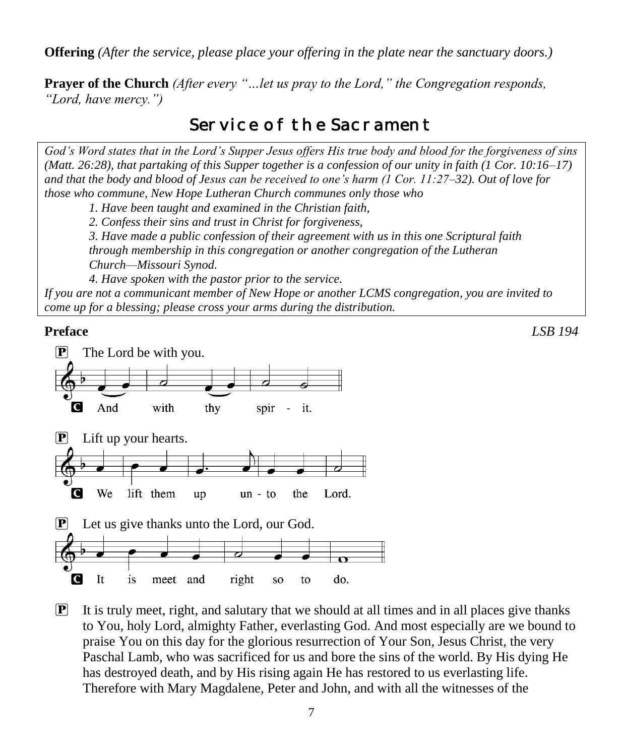**Offering** *(After the service, please place your offering in the plate near the sanctuary doors.)*

**Prayer of the Church** *(After every "…let us pray to the Lord," the Congregation responds, "Lord, have mercy.")*

## Service of the Sacrament

*God's Word states that in the Lord's Supper Jesus offers His true body and blood for the forgiveness of sins (Matt. 26:28), that partaking of this Supper together is a confession of our unity in faith (1 Cor. 10:16–17) and that the body and blood of Jesus can be received to one's harm (1 Cor. 11:27–32). Out of love for those who commune, New Hope Lutheran Church communes only those who*

*1. Have been taught and examined in the Christian faith,*

*2. Confess their sins and trust in Christ for forgiveness,*

*3. Have made a public confession of their agreement with us in this one Scriptural faith through membership in this congregation or another congregation of the Lutheran Church—Missouri Synod.*

*4. Have spoken with the pastor prior to the service.*

*If you are not a communicant member of New Hope or another LCMS congregation, you are invited to come up for a blessing; please cross your arms during the distribution.*

**Preface** *LSB 194*

P The Lord be with you.

C And with thy spir - it.

P Lift up your hearts.

C We lift them up un - to the Lord.

P Let us give thanks unto the Lord, our God.

C It is meet and right so to do.

P It is truly meet, right, and salutary that we should at all times and in all places give thanks to You, holy Lord, almighty Father, everlasting God. And most especially are we bound to praise You on this day for the glorious resurrection of Your Son, Jesus Christ, the very Paschal Lamb, who was sacrificed for us and bore the sins of the world. By His dying He has destroyed death, and by His rising again He has restored to us everlasting life. Therefore with Mary Magdalene, Peter and John, and with all the witnesses of the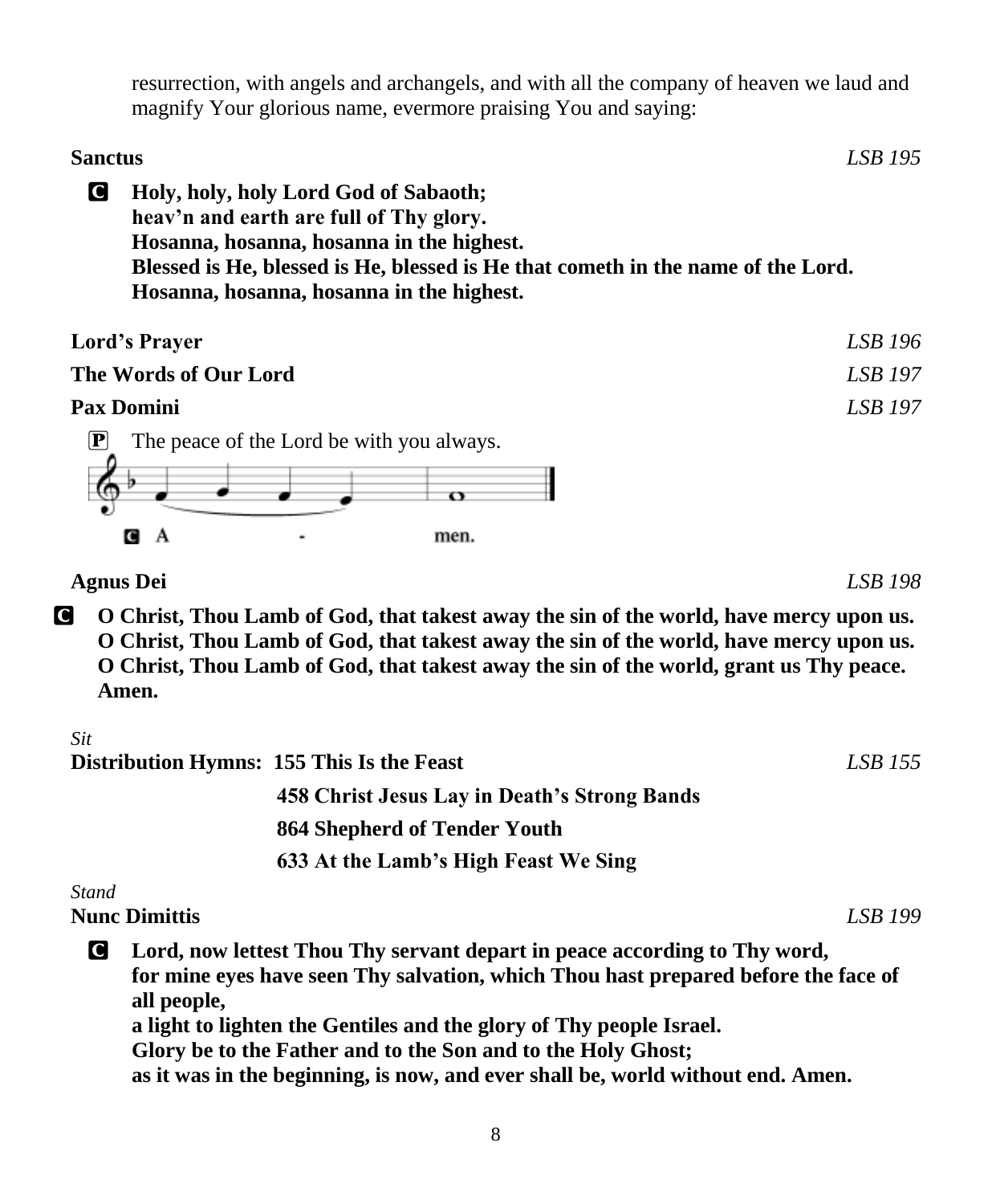resurrection, with angels and archangels, and with all the company of heaven we laud and magnify Your glorious name, evermore praising You and saying:

**Sanctus** *LSB 195*

C **Holy, holy, holy Lord God of Sabaoth;**
**heav'n and earth are full of Thy glory.**
**Hosanna, hosanna, hosanna in the highest.**
**Blessed is He, blessed is He, blessed is He that cometh in the name of the Lord.**
**Hosanna, hosanna, hosanna in the highest.**

**Lord's Prayer** *LSB 196*

**The Words of Our Lord** *LSB 197*

**Pax Domini** *LSB 197*

P The peace of the Lord be with you always.

C A - men.

**Agnus Dei** *LSB 198*

C **O Christ, Thou Lamb of God, that takest away the sin of the world, have mercy upon us.**
**O Christ, Thou Lamb of God, that takest away the sin of the world, have mercy upon us.**
**O Christ, Thou Lamb of God, that takest away the sin of the world, grant us Thy peace.**
**Amen.**

*Sit*

**Distribution Hymns: 155 This Is the Feast** *LSB 155*
**458 Christ Jesus Lay in Death's Strong Bands**
**864 Shepherd of Tender Youth**
**633 At the Lamb's High Feast We Sing**

*Stand*

**Nunc Dimittis** *LSB 199*

C **Lord, now lettest Thou Thy servant depart in peace according to Thy word,**
**for mine eyes have seen Thy salvation, which Thou hast prepared before the face of all people,**
**a light to lighten the Gentiles and the glory of Thy people Israel.**
**Glory be to the Father and to the Son and to the Holy Ghost;**
**as it was in the beginning, is now, and ever shall be, world without end. Amen.**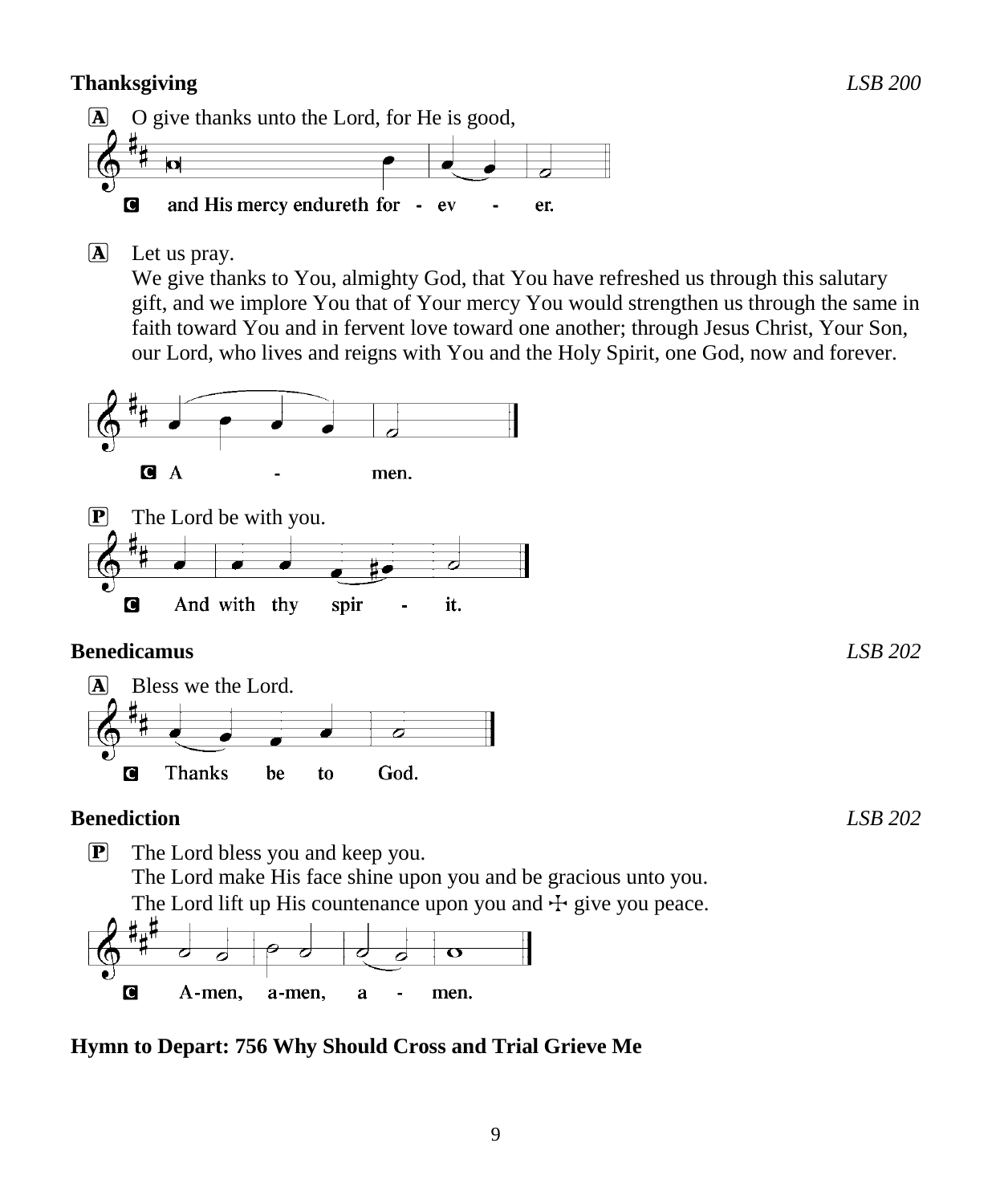**Thanksgiving** *LSB 200*

A O give thanks unto the Lord, for He is good,

C and His mercy endureth for - ev - er.

A Let us pray.
We give thanks to You, almighty God, that You have refreshed us through this salutary gift, and we implore You that of Your mercy You would strengthen us through the same in faith toward You and in fervent love toward one another; through Jesus Christ, Your Son, our Lord, who lives and reigns with You and the Holy Spirit, one God, now and forever.

C A - men.

P The Lord be with you.

C And with thy spir - it.

**Benedicamus** *LSB 202*

A Bless we the Lord.

C Thanks be to God.

**Benediction** *LSB 202*

P The Lord bless you and keep you.
The Lord make His face shine upon you and be gracious unto you.
The Lord lift up His countenance upon you and ☩ give you peace.

C A-men, a-men, a - men.

**Hymn to Depart: 756 Why Should Cross and Trial Grieve Me**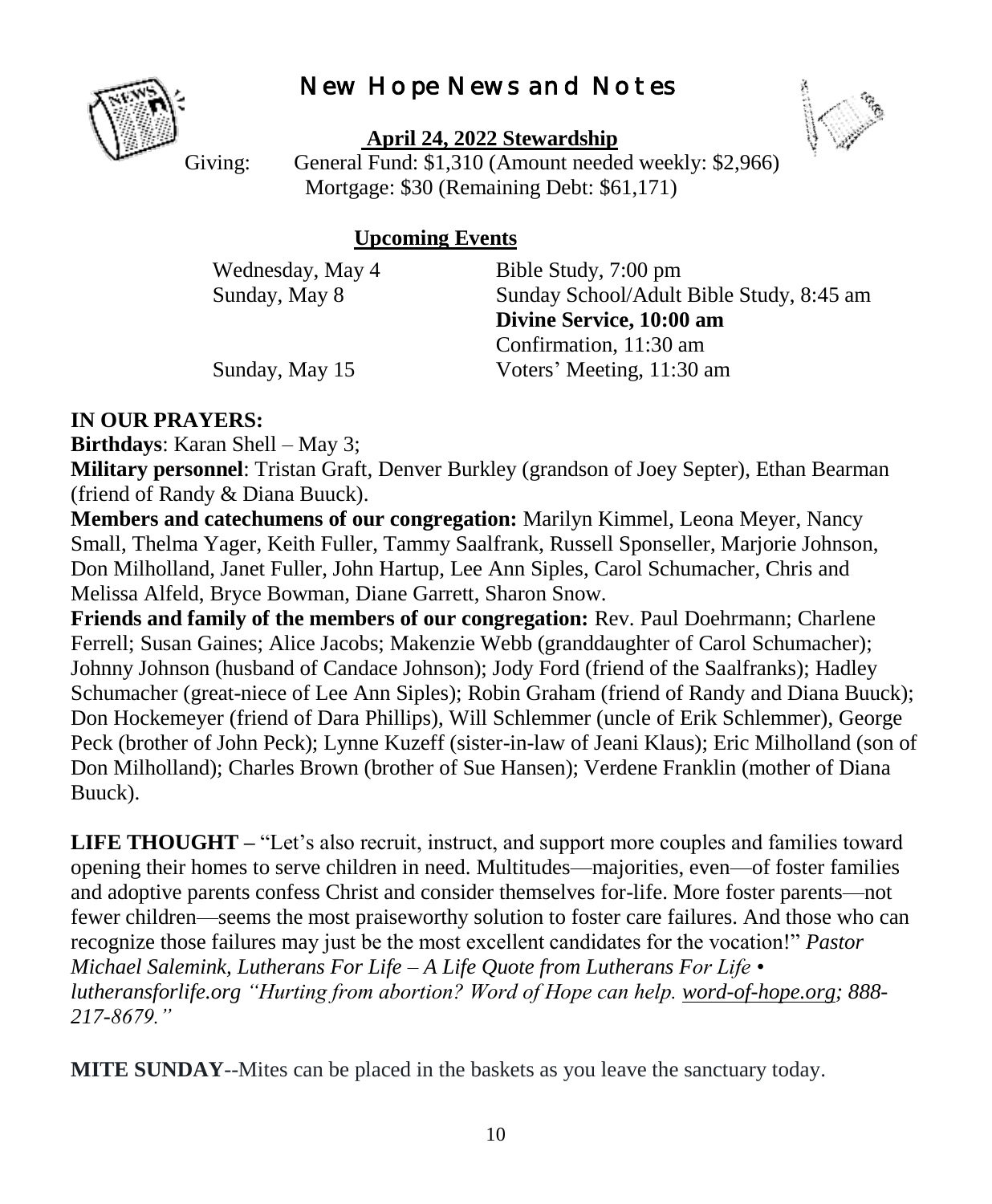# New Hope News and Notes

## April 24, 2022 Stewardship

Giving: General Fund: $1,310 (Amount needed weekly: $2,966)
Mortgage: $30 (Remaining Debt: $61,171)

## Upcoming Events

| | |
|---|---|
| Wednesday, May 4 | Bible Study, 7:00 pm |
| Sunday, May 8 | Sunday School/Adult Bible Study, 8:45 am |
| | **Divine Service, 10:00 am** |
| | Confirmation, 11:30 am |
| Sunday, May 15 | Voters' Meeting, 11:30 am |

**IN OUR PRAYERS:**

**Birthdays**: Karan Shell – May 3;

**Military personnel**: Tristan Graft, Denver Burkley (grandson of Joey Septer), Ethan Bearman (friend of Randy & Diana Buuck).

**Members and catechumens of our congregation:** Marilyn Kimmel, Leona Meyer, Nancy Small, Thelma Yager, Keith Fuller, Tammy Saalfrank, Russell Sponseller, Marjorie Johnson, Don Milholland, Janet Fuller, John Hartup, Lee Ann Siples, Carol Schumacher, Chris and Melissa Alfeld, Bryce Bowman, Diane Garrett, Sharon Snow.

**Friends and family of the members of our congregation:** Rev. Paul Doehrmann; Charlene Ferrell; Susan Gaines; Alice Jacobs; Makenzie Webb (granddaughter of Carol Schumacher); Johnny Johnson (husband of Candace Johnson); Jody Ford (friend of the Saalfranks); Hadley Schumacher (great-niece of Lee Ann Siples); Robin Graham (friend of Randy and Diana Buuck); Don Hockemeyer (friend of Dara Phillips), Will Schlemmer (uncle of Erik Schlemmer), George Peck (brother of John Peck); Lynne Kuzeff (sister-in-law of Jeani Klaus); Eric Milholland (son of Don Milholland); Charles Brown (brother of Sue Hansen); Verdene Franklin (mother of Diana Buuck).

**LIFE THOUGHT –** "Let's also recruit, instruct, and support more couples and families toward opening their homes to serve children in need. Multitudes—majorities, even—of foster families and adoptive parents confess Christ and consider themselves for-life. More foster parents—not fewer children—seems the most praiseworthy solution to foster care failures. And those who can recognize those failures may just be the most excellent candidates for the vocation!" *Pastor Michael Salemink, Lutherans For Life – A Life Quote from Lutherans For Life • lutheransforlife.org "Hurting from abortion? Word of Hope can help. word-of-hope.org; 888-217-8679."*

**MITE SUNDAY**--Mites can be placed in the baskets as you leave the sanctuary today.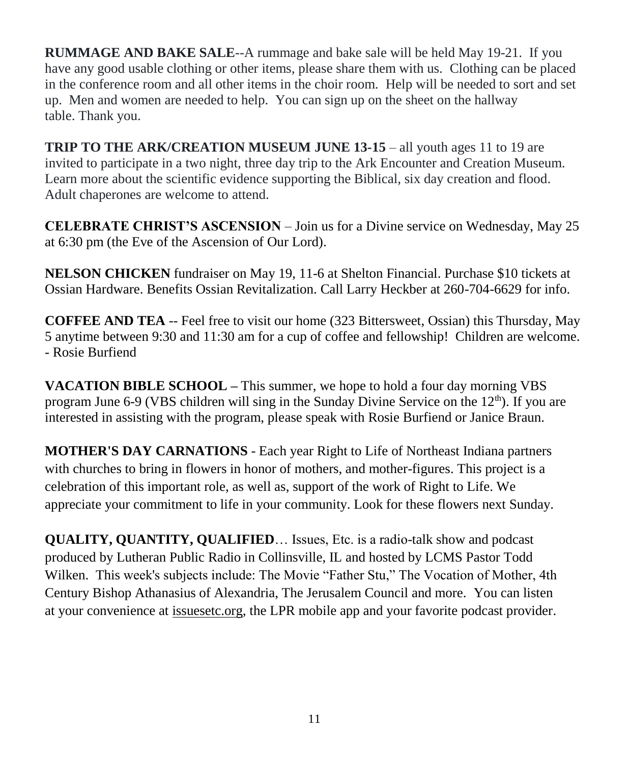**RUMMAGE AND BAKE SALE**--A rummage and bake sale will be held May 19-21. If you have any good usable clothing or other items, please share them with us. Clothing can be placed in the conference room and all other items in the choir room. Help will be needed to sort and set up. Men and women are needed to help. You can sign up on the sheet on the hallway table. Thank you.

**TRIP TO THE ARK/CREATION MUSEUM JUNE 13-15** – all youth ages 11 to 19 are invited to participate in a two night, three day trip to the Ark Encounter and Creation Museum. Learn more about the scientific evidence supporting the Biblical, six day creation and flood. Adult chaperones are welcome to attend.

**CELEBRATE CHRIST'S ASCENSION** – Join us for a Divine service on Wednesday, May 25 at 6:30 pm (the Eve of the Ascension of Our Lord).

**NELSON CHICKEN** fundraiser on May 19, 11-6 at Shelton Financial. Purchase $10 tickets at Ossian Hardware. Benefits Ossian Revitalization. Call Larry Heckber at 260-704-6629 for info.

**COFFEE AND TEA** -- Feel free to visit our home (323 Bittersweet, Ossian) this Thursday, May 5 anytime between 9:30 and 11:30 am for a cup of coffee and fellowship! Children are welcome. - Rosie Burfiend

**VACATION BIBLE SCHOOL –** This summer, we hope to hold a four day morning VBS program June 6-9 (VBS children will sing in the Sunday Divine Service on the 12th). If you are interested in assisting with the program, please speak with Rosie Burfiend or Janice Braun.

**MOTHER'S DAY CARNATIONS** - Each year Right to Life of Northeast Indiana partners with churches to bring in flowers in honor of mothers, and mother-figures. This project is a celebration of this important role, as well as, support of the work of Right to Life. We appreciate your commitment to life in your community. Look for these flowers next Sunday.

**QUALITY, QUANTITY, QUALIFIED**… Issues, Etc. is a radio-talk show and podcast produced by Lutheran Public Radio in Collinsville, IL and hosted by LCMS Pastor Todd Wilken. This week's subjects include: The Movie "Father Stu," The Vocation of Mother, 4th Century Bishop Athanasius of Alexandria, The Jerusalem Council and more. You can listen at your convenience at issuesetc.org, the LPR mobile app and your favorite podcast provider.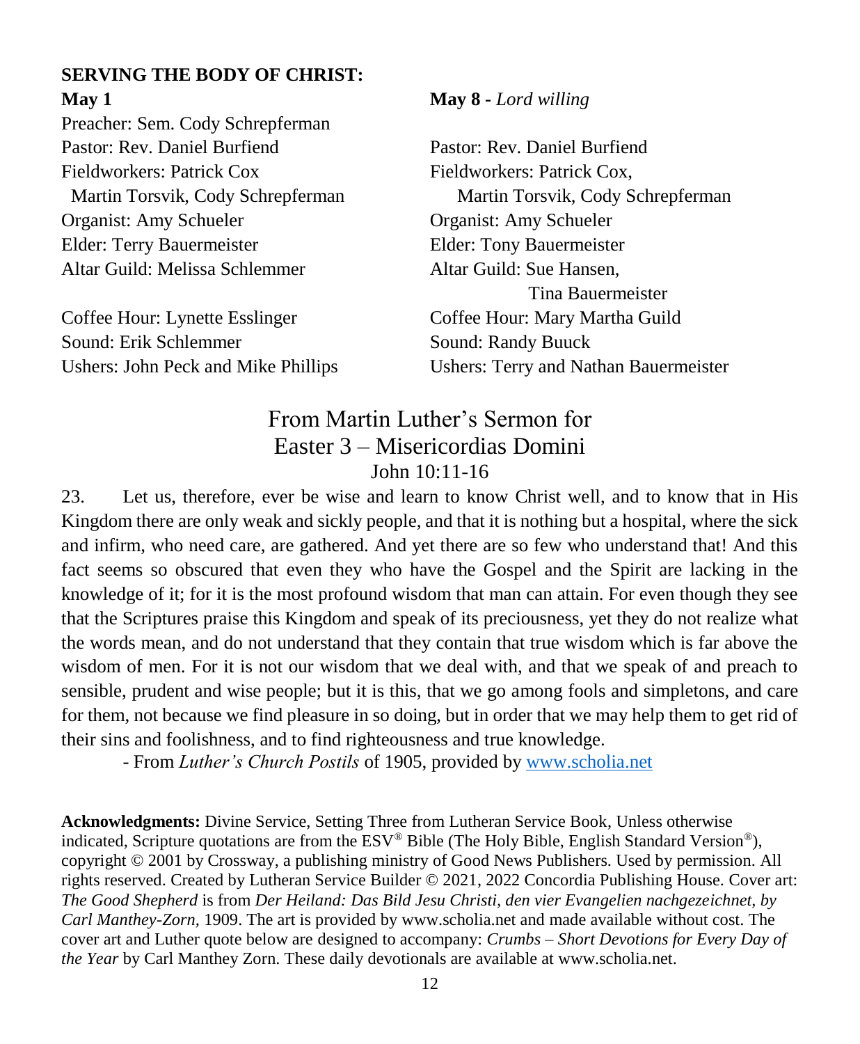**SERVING THE BODY OF CHRIST:**

**May 1**

Preacher: Sem. Cody Schrepferman
Pastor: Rev. Daniel Burfiend
Fieldworkers: Patrick Cox
Martin Torsvik, Cody Schrepferman
Organist: Amy Schueler
Elder: Terry Bauermeister
Altar Guild: Melissa Schlemmer

Coffee Hour: Lynette Esslinger
Sound: Erik Schlemmer
Ushers: John Peck and Mike Phillips

**May 8 -** *Lord willing*

Pastor: Rev. Daniel Burfiend
Fieldworkers: Patrick Cox,
Martin Torsvik, Cody Schrepferman
Organist: Amy Schueler
Elder: Tony Bauermeister
Altar Guild: Sue Hansen,
Tina Bauermeister
Coffee Hour: Mary Martha Guild
Sound: Randy Buuck
Ushers: Terry and Nathan Bauermeister

## From Martin Luther's Sermon for Easter 3 – Misericordias Domini

John 10:11-16

23. Let us, therefore, ever be wise and learn to know Christ well, and to know that in His Kingdom there are only weak and sickly people, and that it is nothing but a hospital, where the sick and infirm, who need care, are gathered. And yet there are so few who understand that! And this fact seems so obscured that even they who have the Gospel and the Spirit are lacking in the knowledge of it; for it is the most profound wisdom that man can attain. For even though they see that the Scriptures praise this Kingdom and speak of its preciousness, yet they do not realize what the words mean, and do not understand that they contain that true wisdom which is far above the wisdom of men. For it is not our wisdom that we deal with, and that we speak of and preach to sensible, prudent and wise people; but it is this, that we go among fools and simpletons, and care for them, not because we find pleasure in so doing, but in order that we may help them to get rid of their sins and foolishness, and to find righteousness and true knowledge.

- From *Luther's Church Postils* of 1905, provided by www.scholia.net

**Acknowledgments:** Divine Service, Setting Three from Lutheran Service Book, Unless otherwise indicated, Scripture quotations are from the ESV® Bible (The Holy Bible, English Standard Version®), copyright © 2001 by Crossway, a publishing ministry of Good News Publishers. Used by permission. All rights reserved. Created by Lutheran Service Builder © 2021, 2022 Concordia Publishing House. Cover art: *The Good Shepherd* is from *Der Heiland: Das Bild Jesu Christi, den vier Evangelien nachgezeichnet, by Carl Manthey-Zorn*, 1909. The art is provided by www.scholia.net and made available without cost. The cover art and Luther quote below are designed to accompany: *Crumbs – Short Devotions for Every Day of the Year* by Carl Manthey Zorn. These daily devotionals are available at www.scholia.net.